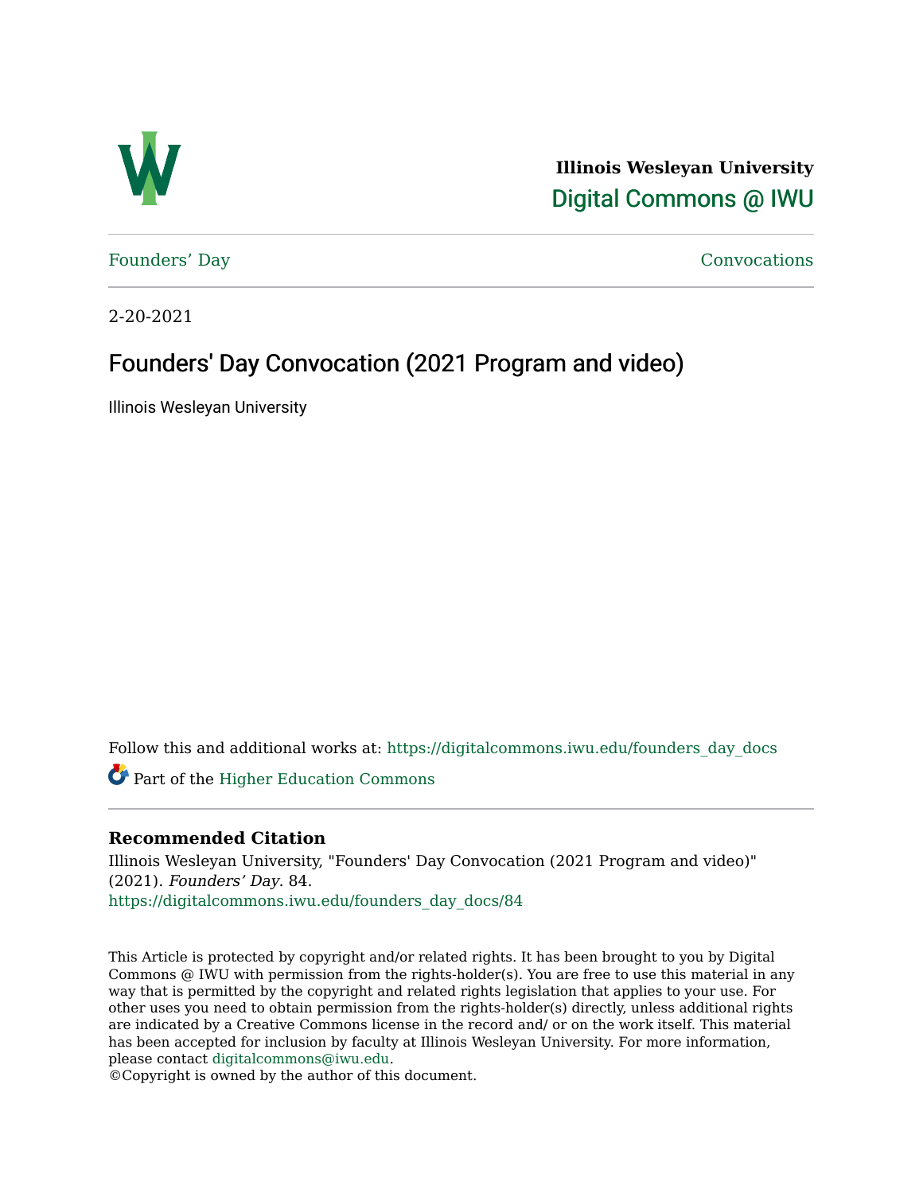**Illinois Wesleyan University**
Digital Commons @ IWU

Founders' Day | Convocations

2-20-2021

# Founders' Day Convocation (2021 Program and video)

Illinois Wesleyan University

Follow this and additional works at: https://digitalcommons.iwu.edu/founders_day_docs

Part of the Higher Education Commons

## Recommended Citation

Illinois Wesleyan University, "Founders' Day Convocation (2021 Program and video)" (2021). *Founders' Day*. 84.
https://digitalcommons.iwu.edu/founders_day_docs/84

This Article is protected by copyright and/or related rights. It has been brought to you by Digital Commons @ IWU with permission from the rights-holder(s). You are free to use this material in any way that is permitted by the copyright and related rights legislation that applies to your use. For other uses you need to obtain permission from the rights-holder(s) directly, unless additional rights are indicated by a Creative Commons license in the record and/ or on the work itself. This material has been accepted for inclusion by faculty at Illinois Wesleyan University. For more information, please contact digitalcommons@iwu.edu.
©Copyright is owned by the author of this document.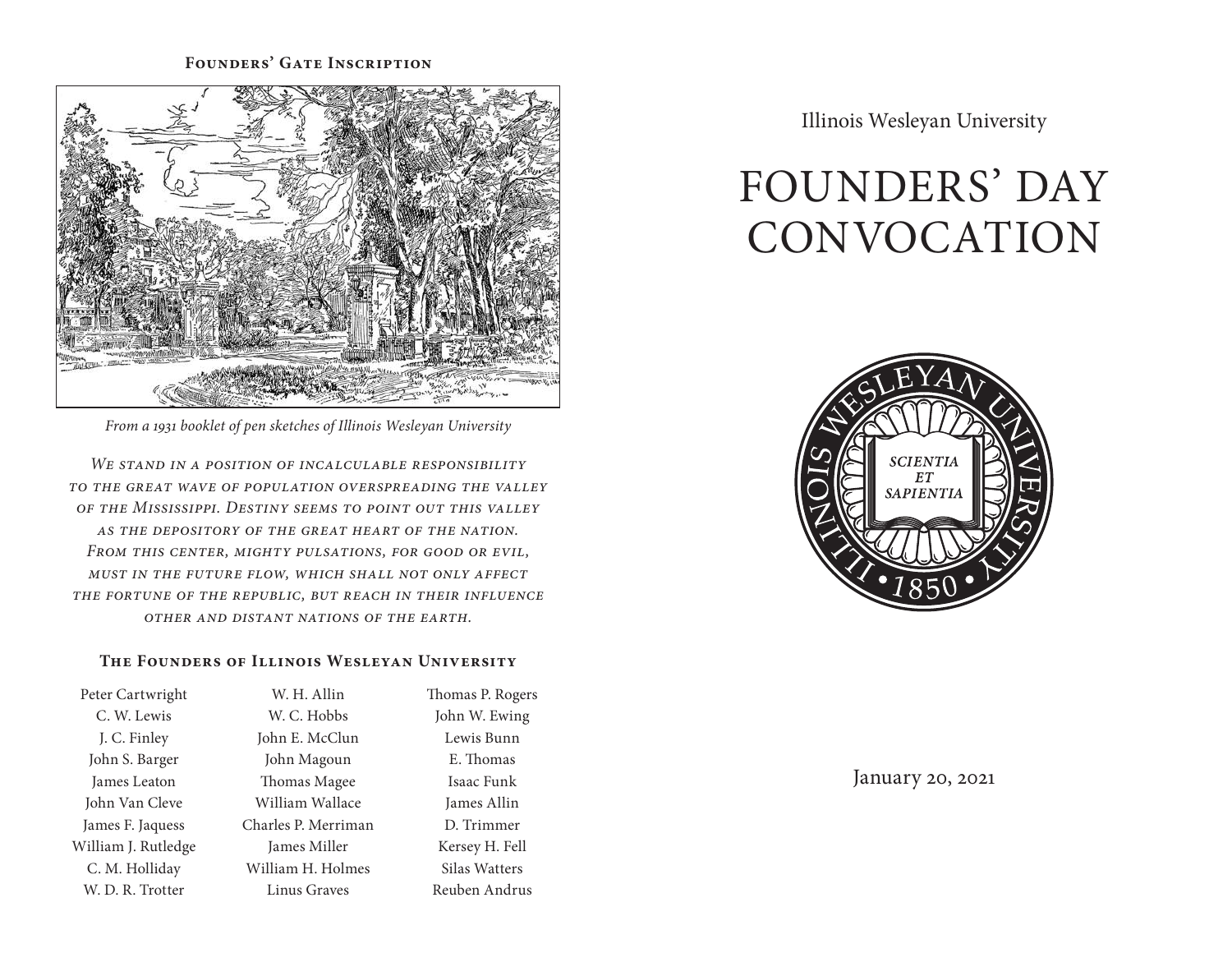## Founders' Gate Inscription

*From a 1931 booklet of pen sketches of Illinois Wesleyan University*

*We stand in a position of incalculable responsibility to the great wave of population overspreading the valley of the Mississippi. Destiny seems to point out this valley as the depository of the great heart of the nation. From this center, mighty pulsations, for good or evil, must in the future flow, which shall not only affect the fortune of the republic, but reach in their influence other and distant nations of the earth.*

## The Founders of Illinois Wesleyan University

Peter Cartwright
C. W. Lewis
J. C. Finley
John S. Barger
James Leaton
John Van Cleve
James F. Jaquess
William J. Rutledge
C. M. Holliday
W. D. R. Trotter
W. H. Allin
W. C. Hobbs
John E. McClun
John Magoun
Thomas Magee
William Wallace
Charles P. Merriman
James Miller
William H. Holmes
Linus Graves
Thomas P. Rogers
John W. Ewing
Lewis Bunn
E. Thomas
Isaac Funk
James Allin
D. Trimmer
Kersey H. Fell
Silas Watters
Reuben Andrus

Illinois Wesleyan University

# FOUNDERS' DAY CONVOCATION

ILLINOIS WESLEYAN UNIVERSITY
SCIENTIA ET SAPIENTIA
1850

January 20, 2021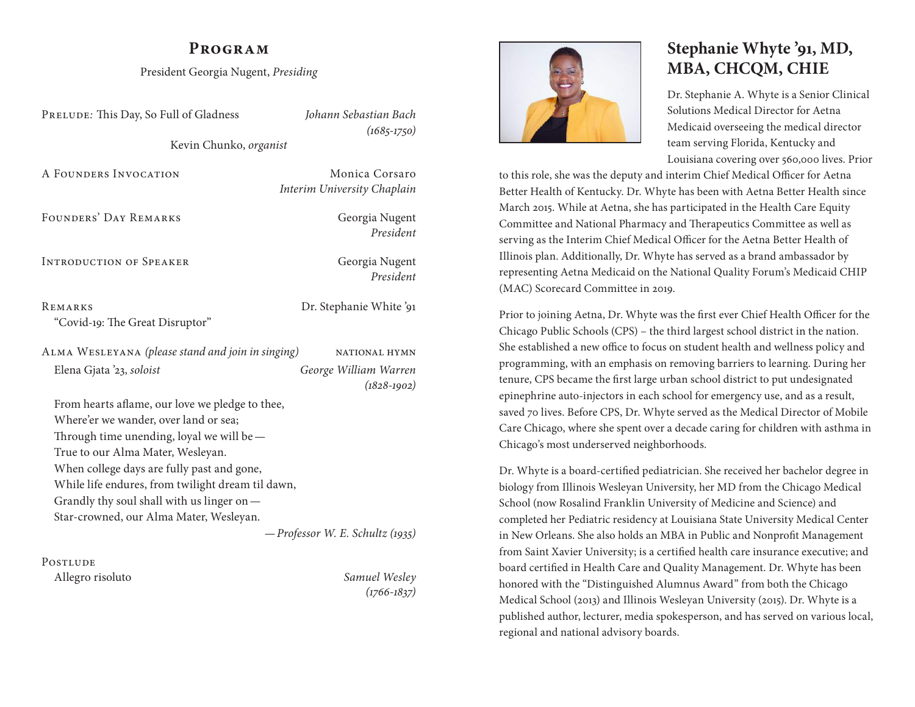# Program

President Georgia Nugent, *Presiding*

Prelude: This Day, So Full of Gladness — *Johann Sebastian Bach (1685-1750)*

Kevin Chunko, *organist*

A Founders Invocation — Monica Corsaro, *Interim University Chaplain*

Founders' Day Remarks — Georgia Nugent, *President*

Introduction of Speaker — Georgia Nugent, *President*

Remarks — Dr. Stephanie White '91
"Covid-19: The Great Disruptor"

Alma Wesleyana *(please stand and join in singing)* — national hymn
Elena Gjata '23, *soloist* — *George William Warren (1828-1902)*

From hearts aflame, our love we pledge to thee,
Where'er we wander, over land or sea;
Through time unending, loyal we will be —
True to our Alma Mater, Wesleyan.
When college days are fully past and gone,
While life endures, from twilight dream til dawn,
Grandly thy soul shall with us linger on —
Star-crowned, our Alma Mater, Wesleyan.

— *Professor W. E. Schultz (1935)*

Postlude
Allegro risoluto — *Samuel Wesley (1766-1837)*

## Stephanie Whyte '91, MD, MBA, CHCQM, CHIE

Dr. Stephanie A. Whyte is a Senior Clinical Solutions Medical Director for Aetna Medicaid overseeing the medical director team serving Florida, Kentucky and Louisiana covering over 560,000 lives. Prior to this role, she was the deputy and interim Chief Medical Officer for Aetna Better Health of Kentucky. Dr. Whyte has been with Aetna Better Health since March 2015. While at Aetna, she has participated in the Health Care Equity Committee and National Pharmacy and Therapeutics Committee as well as serving as the Interim Chief Medical Officer for the Aetna Better Health of Illinois plan. Additionally, Dr. Whyte has served as a brand ambassador by representing Aetna Medicaid on the National Quality Forum's Medicaid CHIP (MAC) Scorecard Committee in 2019.

Prior to joining Aetna, Dr. Whyte was the first ever Chief Health Officer for the Chicago Public Schools (CPS) – the third largest school district in the nation. She established a new office to focus on student health and wellness policy and programming, with an emphasis on removing barriers to learning. During her tenure, CPS became the first large urban school district to put undesignated epinephrine auto-injectors in each school for emergency use, and as a result, saved 70 lives. Before CPS, Dr. Whyte served as the Medical Director of Mobile Care Chicago, where she spent over a decade caring for children with asthma in Chicago's most underserved neighborhoods.

Dr. Whyte is a board-certified pediatrician. She received her bachelor degree in biology from Illinois Wesleyan University, her MD from the Chicago Medical School (now Rosalind Franklin University of Medicine and Science) and completed her Pediatric residency at Louisiana State University Medical Center in New Orleans. She also holds an MBA in Public and Nonprofit Management from Saint Xavier University; is a certified health care insurance executive; and board certified in Health Care and Quality Management. Dr. Whyte has been honored with the "Distinguished Alumnus Award" from both the Chicago Medical School (2013) and Illinois Wesleyan University (2015). Dr. Whyte is a published author, lecturer, media spokesperson, and has served on various local, regional and national advisory boards.